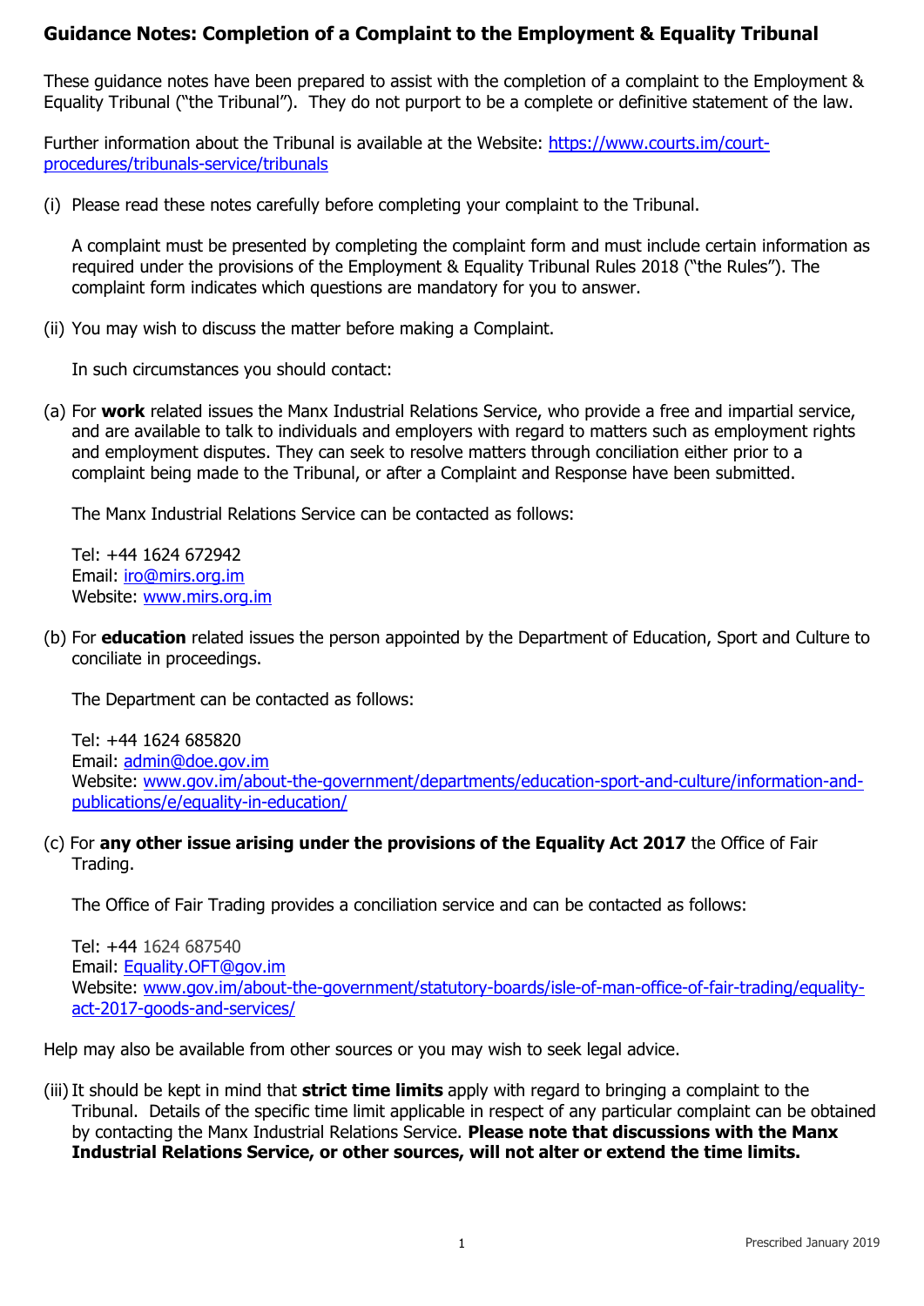## Guidance Notes: Completion of a Complaint to the Employment & Equality Tribunal

These guidance notes have been prepared to assist with the completion of a complaint to the Employment & Equality Tribunal ("the Tribunal"). They do not purport to be a complete or definitive statement of the law.

Further information about the Tribunal is available at the Website: [https://www.courts.im/court-procedures/tribunals-service/tribunals](https://www.courts.im/court-procedures/tribunals-service/tribunals)

(i) Please read these notes carefully before completing your complaint to the Tribunal.

A complaint must be presented by completing the complaint form and must include certain information as required under the provisions of the Employment & Equality Tribunal Rules 2018 ("the Rules"). The complaint form indicates which questions are mandatory for you to answer.

(ii) You may wish to discuss the matter before making a Complaint.

In such circumstances you should contact:

(a) For **work** related issues the Manx Industrial Relations Service, who provide a free and impartial service, and are available to talk to individuals and employers with regard to matters such as employment rights and employment disputes. They can seek to resolve matters through conciliation either prior to a complaint being made to the Tribunal, or after a Complaint and Response have been submitted.

The Manx Industrial Relations Service can be contacted as follows:

Tel: +44 1624 672942
Email: [iro@mirs.org.im](mailto:iro@mirs.org.im)
Website: [www.mirs.org.im](http://www.mirs.org.im)

(b) For **education** related issues the person appointed by the Department of Education, Sport and Culture to conciliate in proceedings.

The Department can be contacted as follows:

Tel: +44 1624 685820
Email: [admin@doe.gov.im](mailto:admin@doe.gov.im)
Website: [www.gov.im/about-the-government/departments/education-sport-and-culture/information-and-publications/e/equality-in-education/](http://www.gov.im/about-the-government/departments/education-sport-and-culture/information-and-publications/e/equality-in-education/)

(c) For **any other issue arising under the provisions of the Equality Act 2017** the Office of Fair Trading.

The Office of Fair Trading provides a conciliation service and can be contacted as follows:

Tel: +44 1624 687540
Email: [Equality.OFT@gov.im](mailto:Equality.OFT@gov.im)
Website: [www.gov.im/about-the-government/statutory-boards/isle-of-man-office-of-fair-trading/equality-act-2017-goods-and-services/](http://www.gov.im/about-the-government/statutory-boards/isle-of-man-office-of-fair-trading/equality-act-2017-goods-and-services/)

Help may also be available from other sources or you may wish to seek legal advice.

(iii) It should be kept in mind that **strict time limits** apply with regard to bringing a complaint to the Tribunal. Details of the specific time limit applicable in respect of any particular complaint can be obtained by contacting the Manx Industrial Relations Service. **Please note that discussions with the Manx Industrial Relations Service, or other sources, will not alter or extend the time limits.**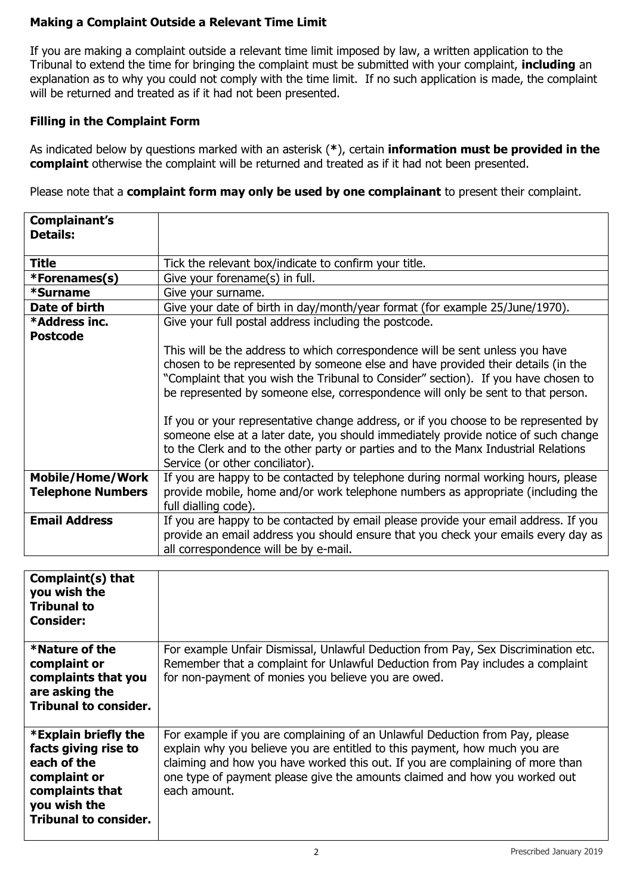## Making a Complaint Outside a Relevant Time Limit

If you are making a complaint outside a relevant time limit imposed by law, a written application to the Tribunal to extend the time for bringing the complaint must be submitted with your complaint, **including** an explanation as to why you could not comply with the time limit. If no such application is made, the complaint will be returned and treated as if it had not been presented.

## Filling in the Complaint Form

As indicated below by questions marked with an asterisk (**\***), certain **information must be provided in the complaint** otherwise the complaint will be returned and treated as if it had not been presented.

Please note that a **complaint form may only be used by one complainant** to present their complaint.

| **Complainant's Details:** | |
|---|---|
| **Title** | Tick the relevant box/indicate to confirm your title. |
| **\*Forenames(s)** | Give your forename(s) in full. |
| **\*Surname** | Give your surname. |
| **Date of birth** | Give your date of birth in day/month/year format (for example 25/June/1970). |
| **\*Address inc. Postcode** | Give your full postal address including the postcode.<br><br>This will be the address to which correspondence will be sent unless you have chosen to be represented by someone else and have provided their details (in the "Complaint that you wish the Tribunal to Consider" section). If you have chosen to be represented by someone else, correspondence will only be sent to that person.<br><br>If you or your representative change address, or if you choose to be represented by someone else at a later date, you should immediately provide notice of such change to the Clerk and to the other party or parties and to the Manx Industrial Relations Service (or other conciliator). |
| **Mobile/Home/Work Telephone Numbers** | If you are happy to be contacted by telephone during normal working hours, please provide mobile, home and/or work telephone numbers as appropriate (including the full dialling code). |
| **Email Address** | If you are happy to be contacted by email please provide your email address. If you provide an email address you should ensure that you check your emails every day as all correspondence will be by e-mail. |

| **Complaint(s) that you wish the Tribunal to Consider:** | |
|---|---|
| **\*Nature of the complaint or complaints that you are asking the Tribunal to consider.** | For example Unfair Dismissal, Unlawful Deduction from Pay, Sex Discrimination etc. Remember that a complaint for Unlawful Deduction from Pay includes a complaint for non-payment of monies you believe you are owed. |
| **\*Explain briefly the facts giving rise to each of the complaint or complaints that you wish the Tribunal to consider.** | For example if you are complaining of an Unlawful Deduction from Pay, please explain why you believe you are entitled to this payment, how much you are claiming and how you have worked this out. If you are complaining of more than one type of payment please give the amounts claimed and how you worked out each amount. |

Prescribed January 2019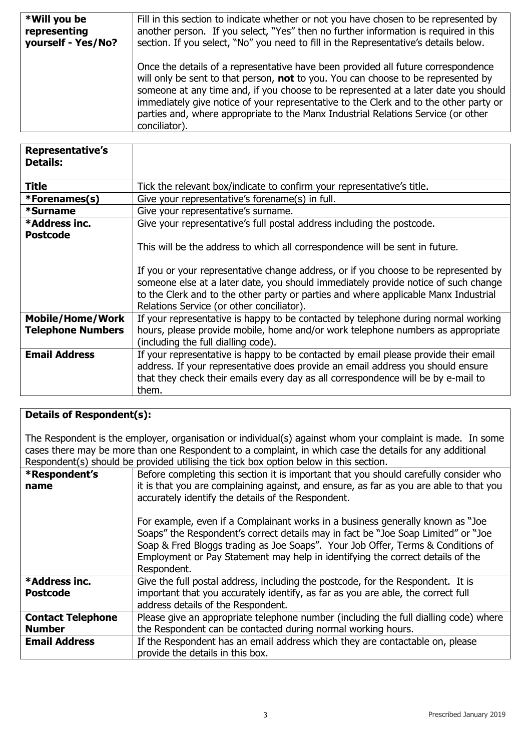| *Will you be representing yourself - Yes/No? | Fill in this section to indicate whether or not you have chosen to be represented by another person. If you select, "Yes" then no further information is required in this section. If you select, "No" you need to fill in the Representative's details below.<br><br>Once the details of a representative have been provided all future correspondence will only be sent to that person, **not** to you. You can choose to be represented by someone at any time and, if you choose to be represented at a later date you should immediately give notice of your representative to the Clerk and to the other party or parties and, where appropriate to the Manx Industrial Relations Service (or other conciliator). |
|---|---|

| **Representative's Details:** | |
|---|---|
| **Title** | Tick the relevant box/indicate to confirm your representative's title. |
| ***Forenames(s)** | Give your representative's forename(s) in full. |
| ***Surname** | Give your representative's surname. |
| ***Address inc. Postcode** | Give your representative's full postal address including the postcode.<br><br>This will be the address to which all correspondence will be sent in future.<br><br>If you or your representative change address, or if you choose to be represented by someone else at a later date, you should immediately provide notice of such change to the Clerk and to the other party or parties and where applicable Manx Industrial Relations Service (or other conciliator). |
| **Mobile/Home/Work Telephone Numbers** | If your representative is happy to be contacted by telephone during normal working hours, please provide mobile, home and/or work telephone numbers as appropriate (including the full dialling code). |
| **Email Address** | If your representative is happy to be contacted by email please provide their email address. If your representative does provide an email address you should ensure that they check their emails every day as all correspondence will be by e-mail to them. |

**Details of Respondent(s):**

The Respondent is the employer, organisation or individual(s) against whom your complaint is made. In some cases there may be more than one Respondent to a complaint, in which case the details for any additional Respondent(s) should be provided utilising the tick box option below in this section.

| | |
|---|---|
| ***Respondent's name** | Before completing this section it is important that you should carefully consider who it is that you are complaining against, and ensure, as far as you are able to that you accurately identify the details of the Respondent.<br><br>For example, even if a Complainant works in a business generally known as "Joe Soaps" the Respondent's correct details may in fact be "Joe Soap Limited" or "Joe Soap & Fred Bloggs trading as Joe Soaps". Your Job Offer, Terms & Conditions of Employment or Pay Statement may help in identifying the correct details of the Respondent. |
| ***Address inc. Postcode** | Give the full postal address, including the postcode, for the Respondent. It is important that you accurately identify, as far as you are able, the correct full address details of the Respondent. |
| **Contact Telephone Number** | Please give an appropriate telephone number (including the full dialling code) where the Respondent can be contacted during normal working hours. |
| **Email Address** | If the Respondent has an email address which they are contactable on, please provide the details in this box. |

Prescribed January 2019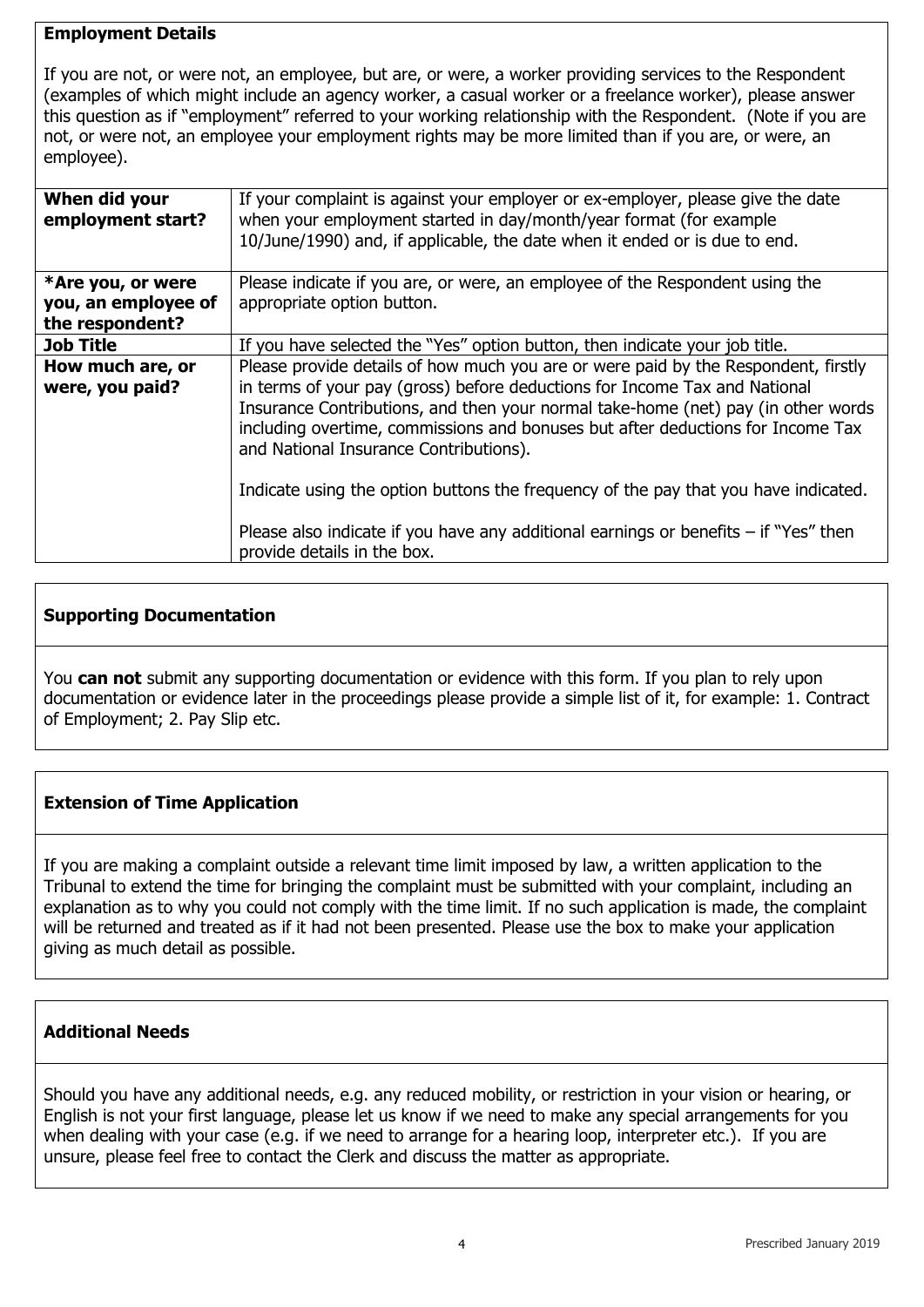**Employment Details**

If you are not, or were not, an employee, but are, or were, a worker providing services to the Respondent (examples of which might include an agency worker, a casual worker or a freelance worker), please answer this question as if "employment" referred to your working relationship with the Respondent. (Note if you are not, or were not, an employee your employment rights may be more limited than if you are, or were, an employee).

| | |
|---|---|
| **When did your employment start?** | If your complaint is against your employer or ex-employer, please give the date when your employment started in day/month/year format (for example 10/June/1990) and, if applicable, the date when it ended or is due to end. |
| ***Are you, or were you, an employee of the respondent?** | Please indicate if you are, or were, an employee of the Respondent using the appropriate option button. |
| **Job Title** | If you have selected the "Yes" option button, then indicate your job title. |
| **How much are, or were, you paid?** | Please provide details of how much you are or were paid by the Respondent, firstly in terms of your pay (gross) before deductions for Income Tax and National Insurance Contributions, and then your normal take-home (net) pay (in other words including overtime, commissions and bonuses but after deductions for Income Tax and National Insurance Contributions).<br><br>Indicate using the option buttons the frequency of the pay that you have indicated.<br><br>Please also indicate if you have any additional earnings or benefits – if "Yes" then provide details in the box. |

**Supporting Documentation**

You **can not** submit any supporting documentation or evidence with this form. If you plan to rely upon documentation or evidence later in the proceedings please provide a simple list of it, for example: 1. Contract of Employment; 2. Pay Slip etc.

**Extension of Time Application**

If you are making a complaint outside a relevant time limit imposed by law, a written application to the Tribunal to extend the time for bringing the complaint must be submitted with your complaint, including an explanation as to why you could not comply with the time limit. If no such application is made, the complaint will be returned and treated as if it had not been presented. Please use the box to make your application giving as much detail as possible.

**Additional Needs**

Should you have any additional needs, e.g. any reduced mobility, or restriction in your vision or hearing, or English is not your first language, please let us know if we need to make any special arrangements for you when dealing with your case (e.g. if we need to arrange for a hearing loop, interpreter etc.). If you are unsure, please feel free to contact the Clerk and discuss the matter as appropriate.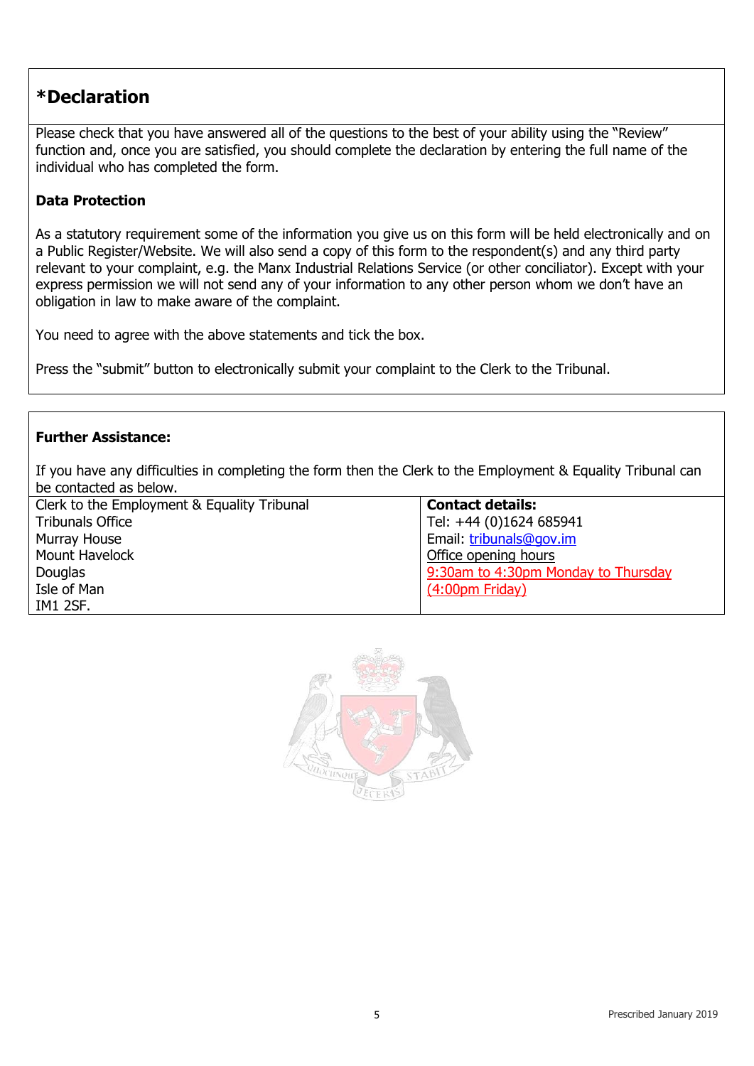## *Declaration

Please check that you have answered all of the questions to the best of your ability using the "Review" function and, once you are satisfied, you should complete the declaration by entering the full name of the individual who has completed the form.

**Data Protection**

As a statutory requirement some of the information you give us on this form will be held electronically and on a Public Register/Website. We will also send a copy of this form to the respondent(s) and any third party relevant to your complaint, e.g. the Manx Industrial Relations Service (or other conciliator). Except with your express permission we will not send any of your information to any other person whom we don't have an obligation in law to make aware of the complaint.

You need to agree with the above statements and tick the box.

Press the "submit" button to electronically submit your complaint to the Clerk to the Tribunal.

**Further Assistance:**

If you have any difficulties in completing the form then the Clerk to the Employment & Equality Tribunal can be contacted as below.

| | |
|---|---|
| Clerk to the Employment & Equality Tribunal<br>Tribunals Office<br>Murray House<br>Mount Havelock<br>Douglas<br>Isle of Man<br>IM1 2SF. | **Contact details:**<br>Tel: +44 (0)1624 685941<br>Email: tribunals@gov.im<br>Office opening hours<br>9:30am to 4:30pm Monday to Thursday<br>(4:00pm Friday) |

Prescribed January 2019